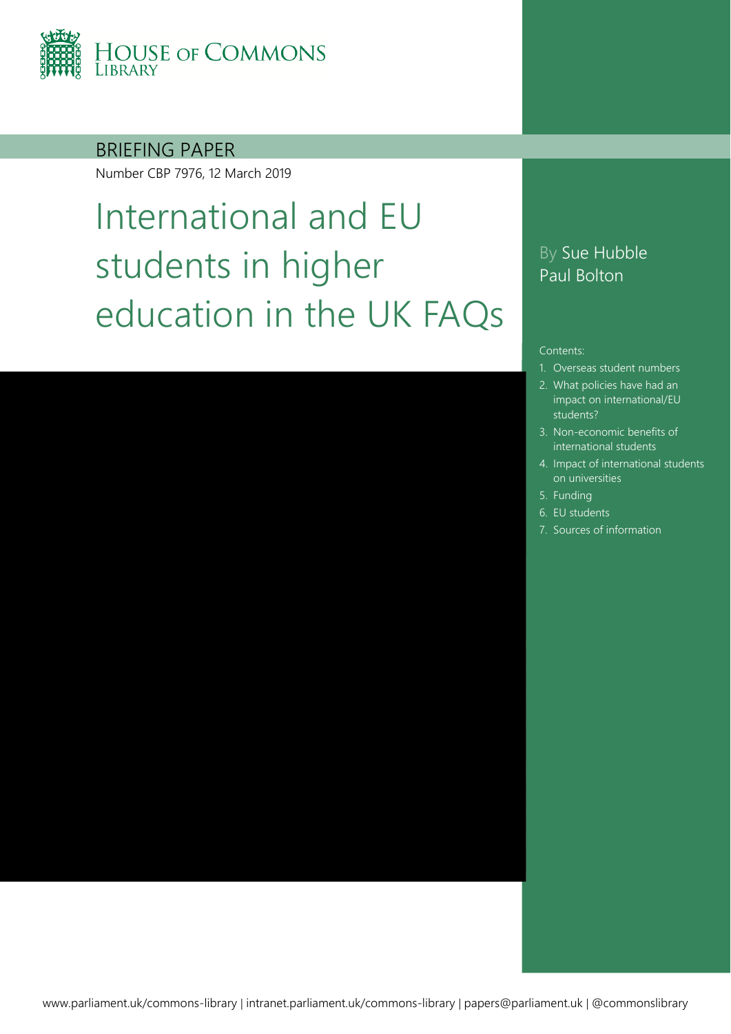HOUSE OF COMMONS LIBRARY

BRIEFING PAPER

Number CBP 7976, 12 March 2019

# International and EU students in higher education in the UK FAQs

By Sue Hubble
Paul Bolton

Contents:

1. Overseas student numbers
2. What policies have had an impact on international/EU students?
3. Non-economic benefits of international students
4. Impact of international students on universities
5. Funding
6. EU students
7. Sources of information

www.parliament.uk/commons-library | intranet.parliament.uk/commons-library | papers@parliament.uk | @commonslibrary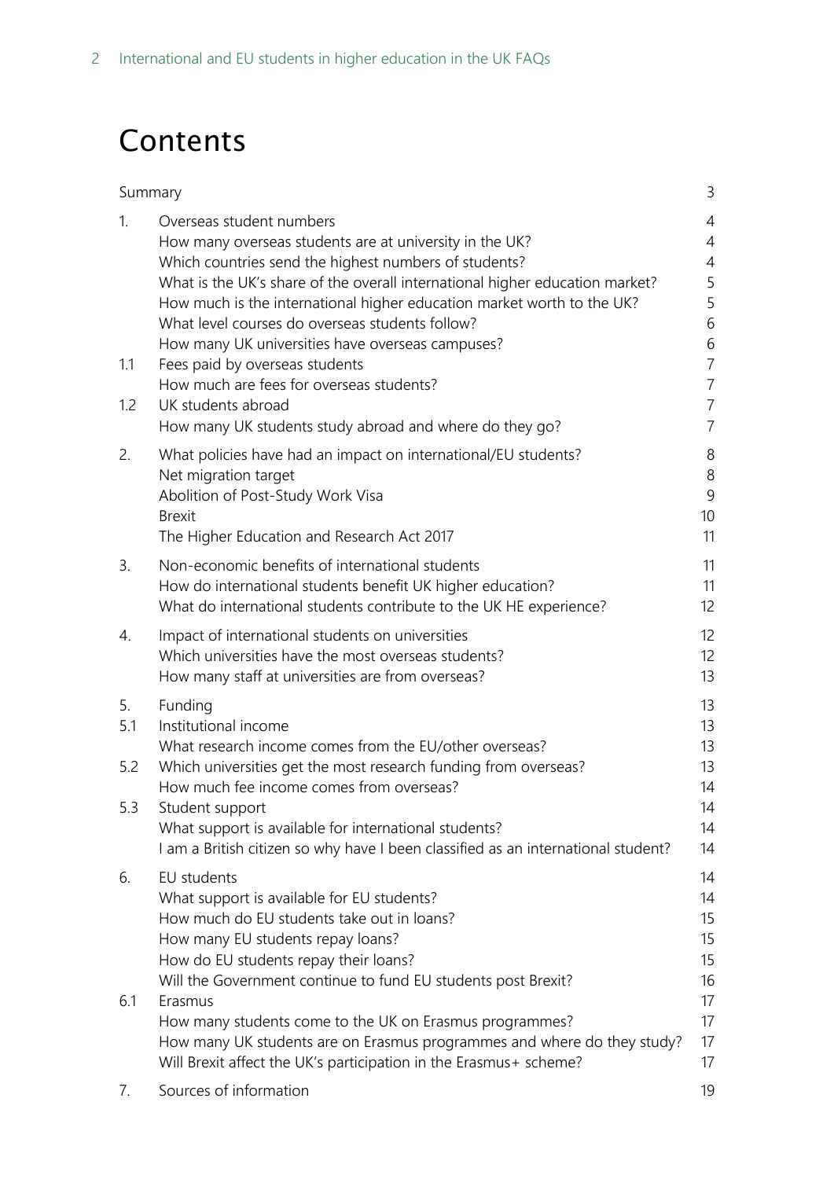# Contents

| | | |
|---|---|---|
| | Summary | 3 |
| 1. | Overseas student numbers | 4 |
| | How many overseas students are at university in the UK? | 4 |
| | Which countries send the highest numbers of students? | 4 |
| | What is the UK's share of the overall international higher education market? | 5 |
| | How much is the international higher education market worth to the UK? | 5 |
| | What level courses do overseas students follow? | 6 |
| | How many UK universities have overseas campuses? | 6 |
| 1.1 | Fees paid by overseas students | 7 |
| | How much are fees for overseas students? | 7 |
| 1.2 | UK students abroad | 7 |
| | How many UK students study abroad and where do they go? | 7 |
| 2. | What policies have had an impact on international/EU students? | 8 |
| | Net migration target | 8 |
| | Abolition of Post-Study Work Visa | 9 |
| | Brexit | 10 |
| | The Higher Education and Research Act 2017 | 11 |
| 3. | Non-economic benefits of international students | 11 |
| | How do international students benefit UK higher education? | 11 |
| | What do international students contribute to the UK HE experience? | 12 |
| 4. | Impact of international students on universities | 12 |
| | Which universities have the most overseas students? | 12 |
| | How many staff at universities are from overseas? | 13 |
| 5. | Funding | 13 |
| 5.1 | Institutional income | 13 |
| | What research income comes from the EU/other overseas? | 13 |
| 5.2 | Which universities get the most research funding from overseas? | 13 |
| | How much fee income comes from overseas? | 14 |
| 5.3 | Student support | 14 |
| | What support is available for international students? | 14 |
| | I am a British citizen so why have I been classified as an international student? | 14 |
| 6. | EU students | 14 |
| | What support is available for EU students? | 14 |
| | How much do EU students take out in loans? | 15 |
| | How many EU students repay loans? | 15 |
| | How do EU students repay their loans? | 15 |
| | Will the Government continue to fund EU students post Brexit? | 16 |
| 6.1 | Erasmus | 17 |
| | How many students come to the UK on Erasmus programmes? | 17 |
| | How many UK students are on Erasmus programmes and where do they study? | 17 |
| | Will Brexit affect the UK's participation in the Erasmus+ scheme? | 17 |
| 7. | Sources of information | 19 |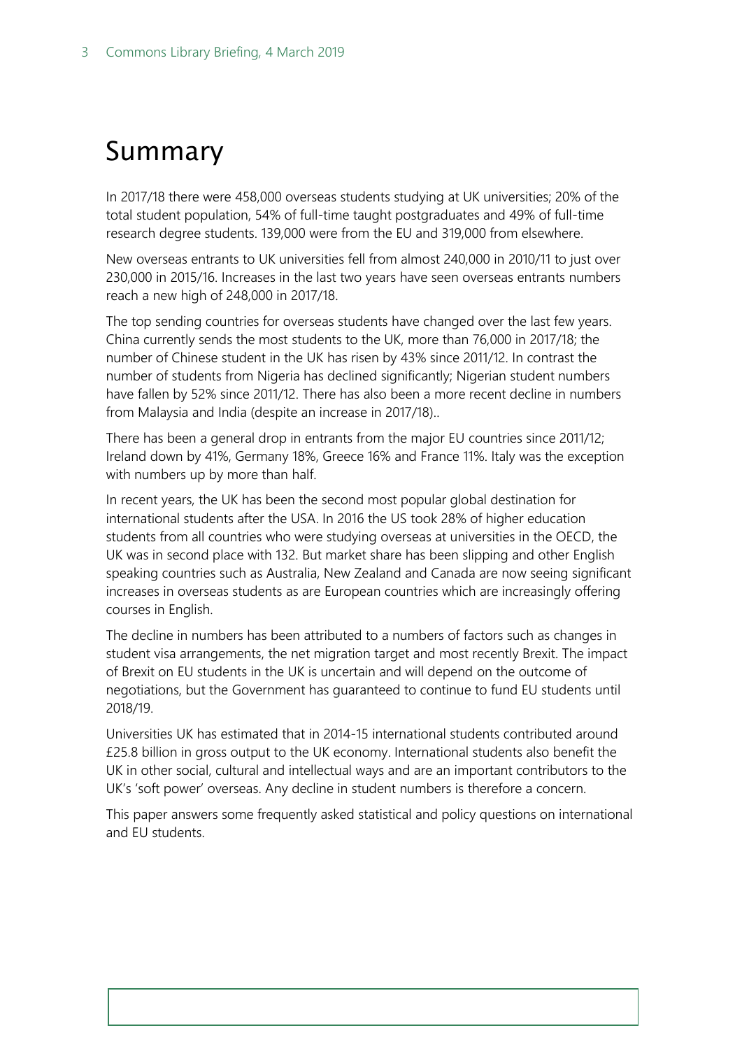# Summary

In 2017/18 there were 458,000 overseas students studying at UK universities; 20% of the total student population, 54% of full-time taught postgraduates and 49% of full-time research degree students. 139,000 were from the EU and 319,000 from elsewhere.

New overseas entrants to UK universities fell from almost 240,000 in 2010/11 to just over 230,000 in 2015/16. Increases in the last two years have seen overseas entrants numbers reach a new high of 248,000 in 2017/18.

The top sending countries for overseas students have changed over the last few years. China currently sends the most students to the UK, more than 76,000 in 2017/18; the number of Chinese student in the UK has risen by 43% since 2011/12. In contrast the number of students from Nigeria has declined significantly; Nigerian student numbers have fallen by 52% since 2011/12. There has also been a more recent decline in numbers from Malaysia and India (despite an increase in 2017/18)..

There has been a general drop in entrants from the major EU countries since 2011/12; Ireland down by 41%, Germany 18%, Greece 16% and France 11%. Italy was the exception with numbers up by more than half.

In recent years, the UK has been the second most popular global destination for international students after the USA. In 2016 the US took 28% of higher education students from all countries who were studying overseas at universities in the OECD, the UK was in second place with 132. But market share has been slipping and other English speaking countries such as Australia, New Zealand and Canada are now seeing significant increases in overseas students as are European countries which are increasingly offering courses in English.

The decline in numbers has been attributed to a numbers of factors such as changes in student visa arrangements, the net migration target and most recently Brexit. The impact of Brexit on EU students in the UK is uncertain and will depend on the outcome of negotiations, but the Government has guaranteed to continue to fund EU students until 2018/19.

Universities UK has estimated that in 2014-15 international students contributed around £25.8 billion in gross output to the UK economy. International students also benefit the UK in other social, cultural and intellectual ways and are an important contributors to the UK's 'soft power' overseas. Any decline in student numbers is therefore a concern.

This paper answers some frequently asked statistical and policy questions on international and EU students.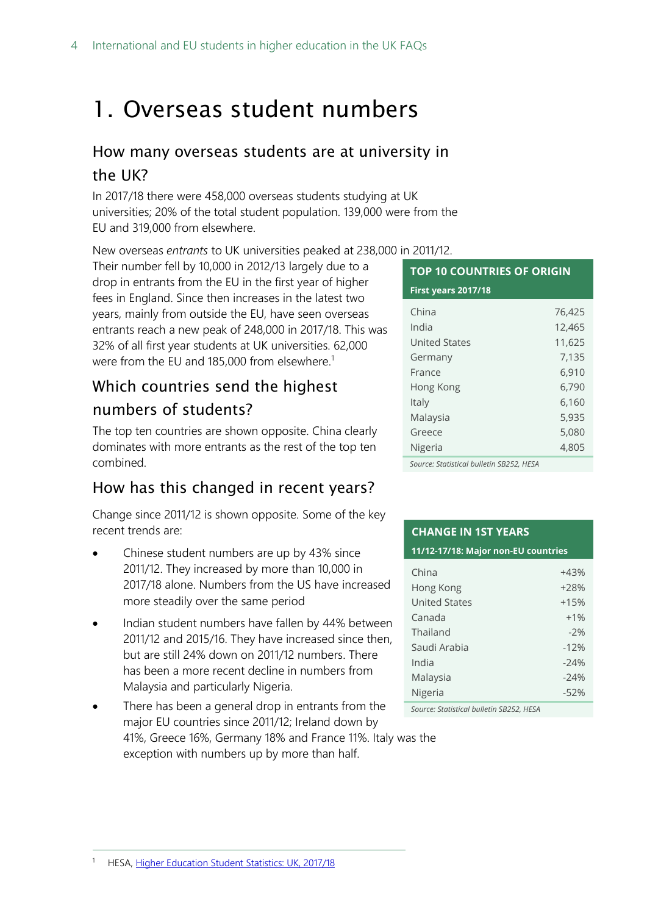# 1. Overseas student numbers

## How many overseas students are at university in the UK?

In 2017/18 there were 458,000 overseas students studying at UK universities; 20% of the total student population. 139,000 were from the EU and 319,000 from elsewhere.

New overseas *entrants* to UK universities peaked at 238,000 in 2011/12. Their number fell by 10,000 in 2012/13 largely due to a drop in entrants from the EU in the first year of higher fees in England. Since then increases in the latest two years, mainly from outside the EU, have seen overseas entrants reach a new peak of 248,000 in 2017/18. This was 32% of all first year students at UK universities. 62,000 were from the EU and 185,000 from elsewhere.[1]

| TOP 10 COUNTRIES OF ORIGIN First years 2017/18 | |
|---|---|
| China | 76,425 |
| India | 12,465 |
| United States | 11,625 |
| Germany | 7,135 |
| France | 6,910 |
| Hong Kong | 6,790 |
| Italy | 6,160 |
| Malaysia | 5,935 |
| Greece | 5,080 |
| Nigeria | 4,805 |

*Source: Statistical bulletin SB252, HESA*

## Which countries send the highest numbers of students?

The top ten countries are shown opposite. China clearly dominates with more entrants as the rest of the top ten combined.

## How has this changed in recent years?

Change since 2011/12 is shown opposite. Some of the key recent trends are:

- Chinese student numbers are up by 43% since 2011/12. They increased by more than 10,000 in 2017/18 alone. Numbers from the US have increased more steadily over the same period
- Indian student numbers have fallen by 44% between 2011/12 and 2015/16. They have increased since then, but are still 24% down on 2011/12 numbers. There has been a more recent decline in numbers from Malaysia and particularly Nigeria.
- There has been a general drop in entrants from the major EU countries since 2011/12; Ireland down by 41%, Greece 16%, Germany 18% and France 11%. Italy was the exception with numbers up by more than half.

| CHANGE IN 1ST YEARS 11/12-17/18: Major non-EU countries | |
|---|---|
| China | +43% |
| Hong Kong | +28% |
| United States | +15% |
| Canada | +1% |
| Thailand | -2% |
| Saudi Arabia | -12% |
| India | -24% |
| Malaysia | -24% |
| Nigeria | -52% |

*Source: Statistical bulletin SB252, HESA*

[1] HESA, Higher Education Student Statistics: UK, 2017/18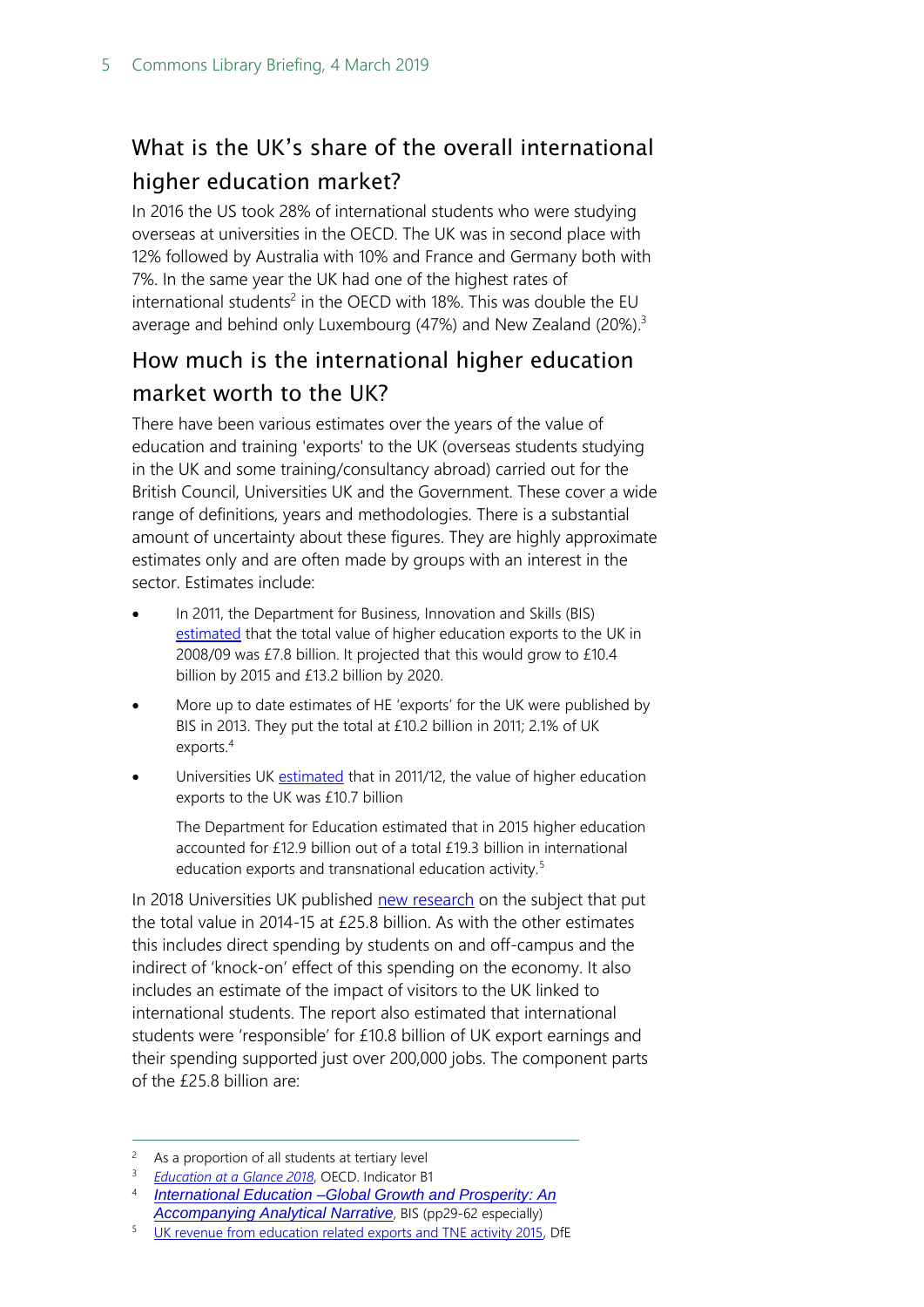## What is the UK's share of the overall international higher education market?

In 2016 the US took 28% of international students who were studying overseas at universities in the OECD. The UK was in second place with 12% followed by Australia with 10% and France and Germany both with 7%. In the same year the UK had one of the highest rates of international students[2] in the OECD with 18%. This was double the EU average and behind only Luxembourg (47%) and New Zealand (20%).[3]

## How much is the international higher education market worth to the UK?

There have been various estimates over the years of the value of education and training 'exports' to the UK (overseas students studying in the UK and some training/consultancy abroad) carried out for the British Council, Universities UK and the Government. These cover a wide range of definitions, years and methodologies. There is a substantial amount of uncertainty about these figures. They are highly approximate estimates only and are often made by groups with an interest in the sector. Estimates include:

- In 2011, the Department for Business, Innovation and Skills (BIS) estimated that the total value of higher education exports to the UK in 2008/09 was £7.8 billion. It projected that this would grow to £10.4 billion by 2015 and £13.2 billion by 2020.
- More up to date estimates of HE 'exports' for the UK were published by BIS in 2013. They put the total at £10.2 billion in 2011; 2.1% of UK exports.[4]
- Universities UK estimated that in 2011/12, the value of higher education exports to the UK was £10.7 billion

  The Department for Education estimated that in 2015 higher education accounted for £12.9 billion out of a total £19.3 billion in international education exports and transnational education activity.[5]

In 2018 Universities UK published new research on the subject that put the total value in 2014-15 at £25.8 billion. As with the other estimates this includes direct spending by students on and off-campus and the indirect of 'knock-on' effect of this spending on the economy. It also includes an estimate of the impact of visitors to the UK linked to international students. The report also estimated that international students were 'responsible' for £10.8 billion of UK export earnings and their spending supported just over 200,000 jobs. The component parts of the £25.8 billion are:

---

[2] As a proportion of all students at tertiary level

[3] *Education at a Glance 2018*, OECD. Indicator B1

[4] *International Education –Global Growth and Prosperity: An Accompanying Analytical Narrative*, BIS (pp29-62 especially)

[5] UK revenue from education related exports and TNE activity 2015, DfE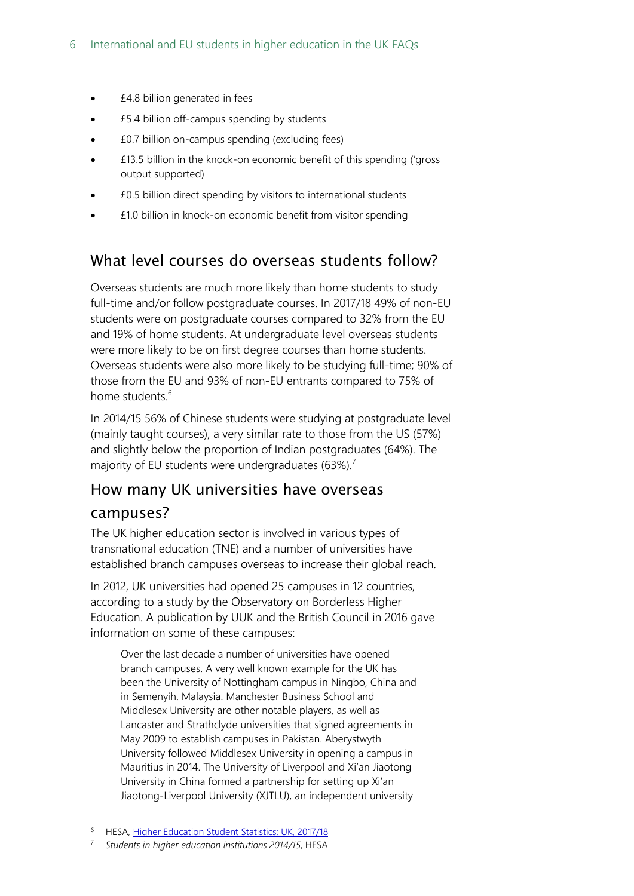- £4.8 billion generated in fees
- £5.4 billion off-campus spending by students
- £0.7 billion on-campus spending (excluding fees)
- £13.5 billion in the knock-on economic benefit of this spending ('gross output supported)
- £0.5 billion direct spending by visitors to international students
- £1.0 billion in knock-on economic benefit from visitor spending

## What level courses do overseas students follow?

Overseas students are much more likely than home students to study full-time and/or follow postgraduate courses. In 2017/18 49% of non-EU students were on postgraduate courses compared to 32% from the EU and 19% of home students. At undergraduate level overseas students were more likely to be on first degree courses than home students. Overseas students were also more likely to be studying full-time; 90% of those from the EU and 93% of non-EU entrants compared to 75% of home students.[6]

In 2014/15 56% of Chinese students were studying at postgraduate level (mainly taught courses), a very similar rate to those from the US (57%) and slightly below the proportion of Indian postgraduates (64%). The majority of EU students were undergraduates (63%).[7]

## How many UK universities have overseas campuses?

The UK higher education sector is involved in various types of transnational education (TNE) and a number of universities have established branch campuses overseas to increase their global reach.

In 2012, UK universities had opened 25 campuses in 12 countries, according to a study by the Observatory on Borderless Higher Education. A publication by UUK and the British Council in 2016 gave information on some of these campuses:

> Over the last decade a number of universities have opened branch campuses. A very well known example for the UK has been the University of Nottingham campus in Ningbo, China and in Semenyih. Malaysia. Manchester Business School and Middlesex University are other notable players, as well as Lancaster and Strathclyde universities that signed agreements in May 2009 to establish campuses in Pakistan. Aberystwyth University followed Middlesex University in opening a campus in Mauritius in 2014. The University of Liverpool and Xi'an Jiaotong University in China formed a partnership for setting up Xi'an Jiaotong-Liverpool University (XJTLU), an independent university

---

[6] HESA, Higher Education Student Statistics: UK, 2017/18

[7] *Students in higher education institutions 2014/15*, HESA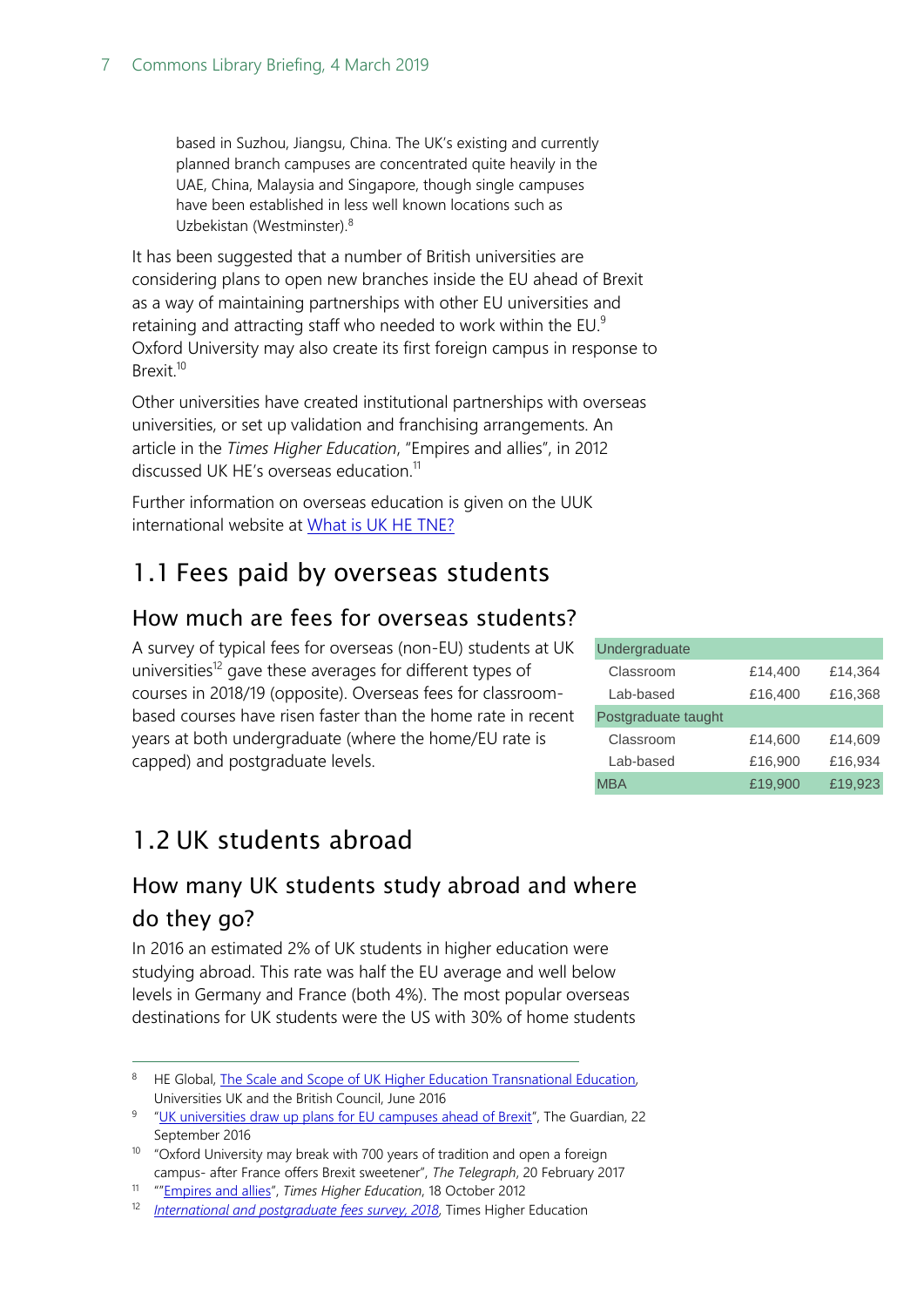based in Suzhou, Jiangsu, China. The UK's existing and currently planned branch campuses are concentrated quite heavily in the UAE, China, Malaysia and Singapore, though single campuses have been established in less well known locations such as Uzbekistan (Westminster).[8]

It has been suggested that a number of British universities are considering plans to open new branches inside the EU ahead of Brexit as a way of maintaining partnerships with other EU universities and retaining and attracting staff who needed to work within the EU.[9] Oxford University may also create its first foreign campus in response to Brexit.[10]

Other universities have created institutional partnerships with overseas universities, or set up validation and franchising arrangements. An article in the *Times Higher Education*, "Empires and allies", in 2012 discussed UK HE's overseas education.[11]

Further information on overseas education is given on the UUK international website at [What is UK HE TNE?](#)

## 1.1 Fees paid by overseas students

### How much are fees for overseas students?

A survey of typical fees for overseas (non-EU) students at UK universities[12] gave these averages for different types of courses in 2018/19 (opposite). Overseas fees for classroom-based courses have risen faster than the home rate in recent years at both undergraduate (where the home/EU rate is capped) and postgraduate levels.

| | | |
|---|---|---|
| **Undergraduate** | | |
| Classroom | £14,400 | £14,364 |
| Lab-based | £16,400 | £16,368 |
| **Postgraduate taught** | | |
| Classroom | £14,600 | £14,609 |
| Lab-based | £16,900 | £16,934 |
| **MBA** | £19,900 | £19,923 |

## 1.2 UK students abroad

### How many UK students study abroad and where do they go?

In 2016 an estimated 2% of UK students in higher education were studying abroad. This rate was half the EU average and well below levels in Germany and France (both 4%). The most popular overseas destinations for UK students were the US with 30% of home students

---

[8] HE Global, [The Scale and Scope of UK Higher Education Transnational Education](#), Universities UK and the British Council, June 2016

[9] "[UK universities draw up plans for EU campuses ahead of Brexit](#)", The Guardian, 22 September 2016

[10] "Oxford University may break with 700 years of tradition and open a foreign campus- after France offers Brexit sweetener", *The Telegraph*, 20 February 2017

[11] ""[Empires and allies](#)", *Times Higher Education*, 18 October 2012

[12] *[International and postgraduate fees survey, 2018](#)*, Times Higher Education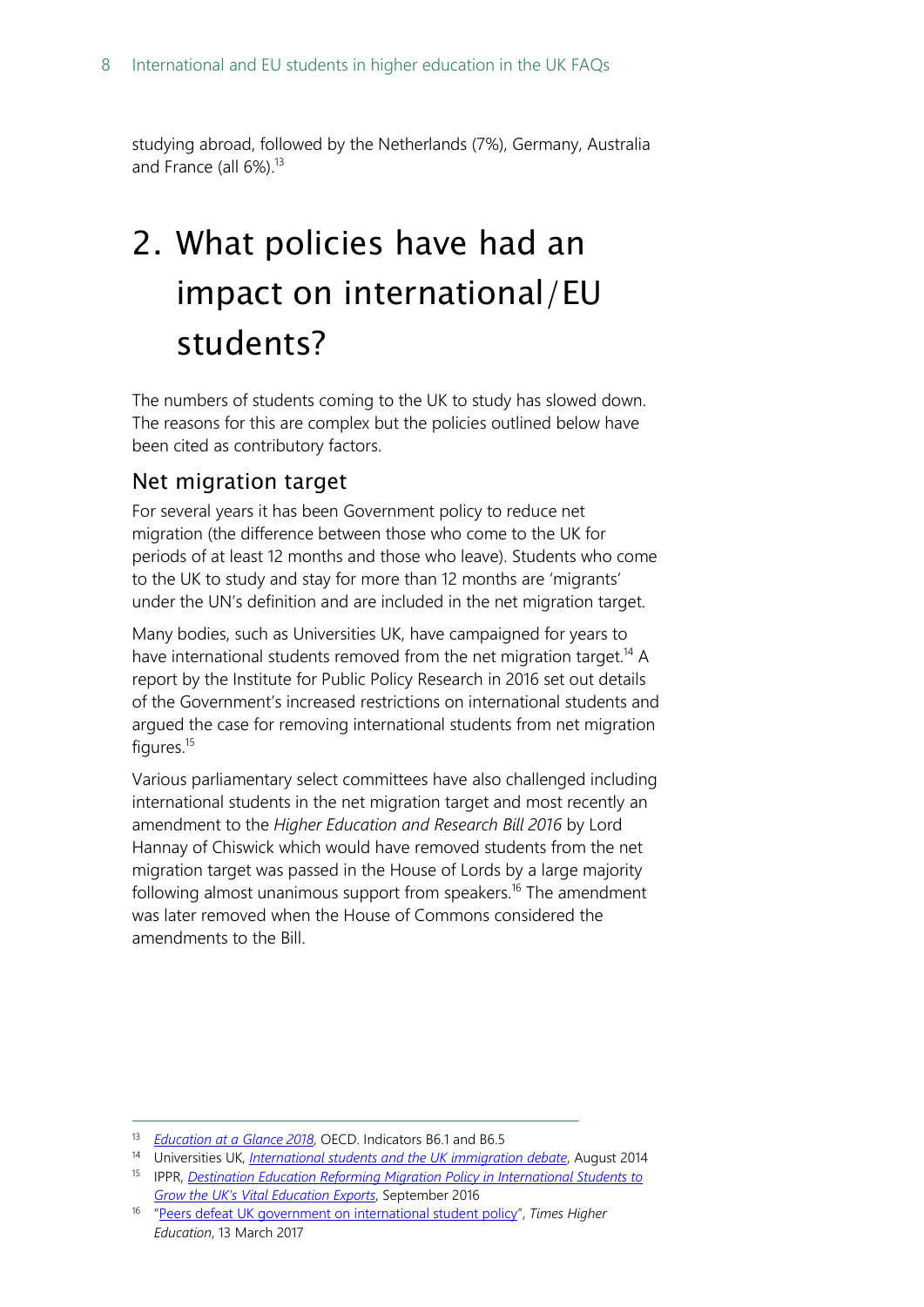studying abroad, followed by the Netherlands (7%), Germany, Australia and France (all 6%).[13]

# 2. What policies have had an impact on international/EU students?

The numbers of students coming to the UK to study has slowed down. The reasons for this are complex but the policies outlined below have been cited as contributory factors.

## Net migration target

For several years it has been Government policy to reduce net migration (the difference between those who come to the UK for periods of at least 12 months and those who leave). Students who come to the UK to study and stay for more than 12 months are 'migrants' under the UN's definition and are included in the net migration target.

Many bodies, such as Universities UK, have campaigned for years to have international students removed from the net migration target.[14] A report by the Institute for Public Policy Research in 2016 set out details of the Government's increased restrictions on international students and argued the case for removing international students from net migration figures.[15]

Various parliamentary select committees have also challenged including international students in the net migration target and most recently an amendment to the *Higher Education and Research Bill 2016* by Lord Hannay of Chiswick which would have removed students from the net migration target was passed in the House of Lords by a large majority following almost unanimous support from speakers.[16] The amendment was later removed when the House of Commons considered the amendments to the Bill.

---

[13] *Education at a Glance 2018*, OECD. Indicators B6.1 and B6.5

[14] Universities UK, *International students and the UK immigration debate*, August 2014

[15] IPPR, *Destination Education Reforming Migration Policy in International Students to Grow the UK's Vital Education Exports*, September 2016

[16] "Peers defeat UK government on international student policy", *Times Higher Education*, 13 March 2017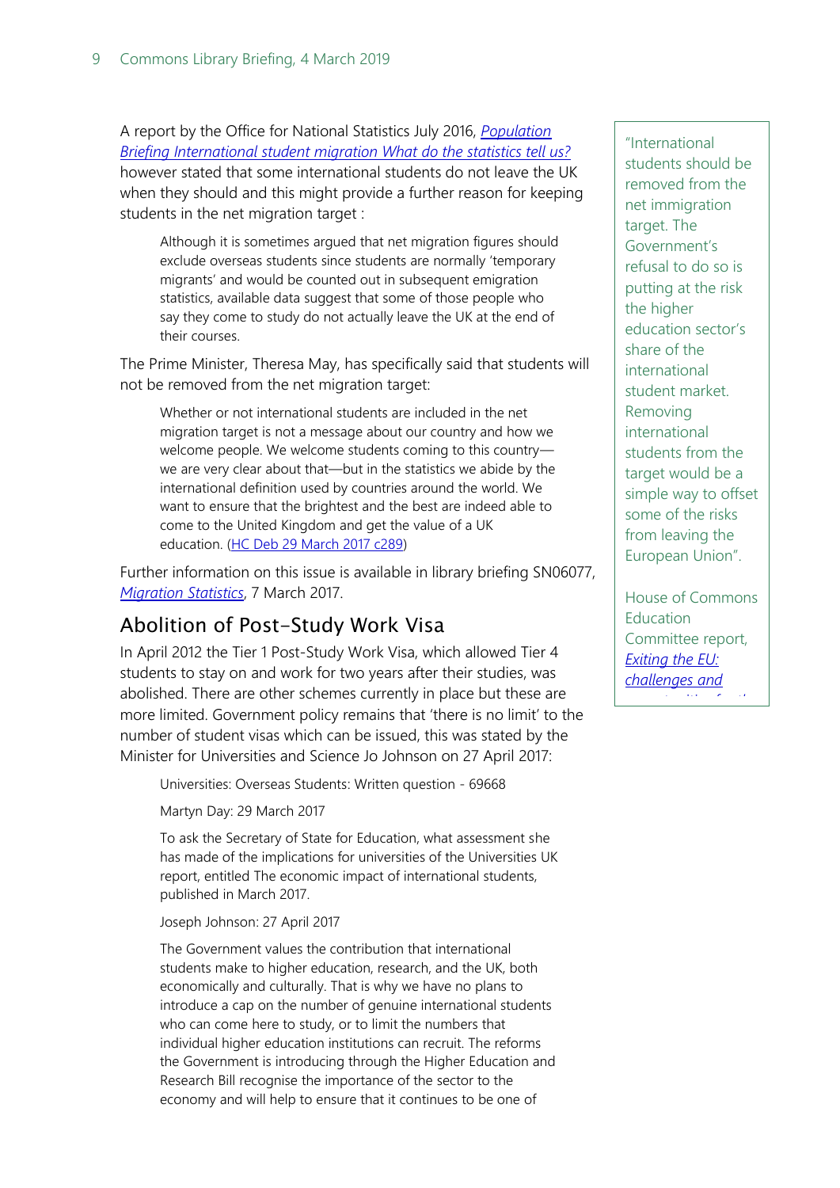A report by the Office for National Statistics July 2016, *Population Briefing International student migration What do the statistics tell us?* however stated that some international students do not leave the UK when they should and this might provide a further reason for keeping students in the net migration target :

> Although it is sometimes argued that net migration figures should exclude overseas students since students are normally 'temporary migrants' and would be counted out in subsequent emigration statistics, available data suggest that some of those people who say they come to study do not actually leave the UK at the end of their courses.

The Prime Minister, Theresa May, has specifically said that students will not be removed from the net migration target:

> Whether or not international students are included in the net migration target is not a message about our country and how we welcome people. We welcome students coming to this country—we are very clear about that—but in the statistics we abide by the international definition used by countries around the world. We want to ensure that the brightest and the best are indeed able to come to the United Kingdom and get the value of a UK education. (HC Deb 29 March 2017 c289)

Further information on this issue is available in library briefing SN06077, *Migration Statistics*, 7 March 2017.

> "International students should be removed from the net immigration target. The Government's refusal to do so is putting at the risk the higher education sector's share of the international student market. Removing international students from the target would be a simple way to offset some of the risks from leaving the European Union".
>
> House of Commons Education Committee report, *Exiting the EU: challenges and*

## Abolition of Post-Study Work Visa

In April 2012 the Tier 1 Post-Study Work Visa, which allowed Tier 4 students to stay on and work for two years after their studies, was abolished. There are other schemes currently in place but these are more limited. Government policy remains that 'there is no limit' to the number of student visas which can be issued, this was stated by the Minister for Universities and Science Jo Johnson on 27 April 2017:

> Universities: Overseas Students: Written question - 69668
>
> Martyn Day: 29 March 2017
>
> To ask the Secretary of State for Education, what assessment she has made of the implications for universities of the Universities UK report, entitled The economic impact of international students, published in March 2017.
>
> Joseph Johnson: 27 April 2017
>
> The Government values the contribution that international students make to higher education, research, and the UK, both economically and culturally. That is why we have no plans to introduce a cap on the number of genuine international students who can come here to study, or to limit the numbers that individual higher education institutions can recruit. The reforms the Government is introducing through the Higher Education and Research Bill recognise the importance of the sector to the economy and will help to ensure that it continues to be one of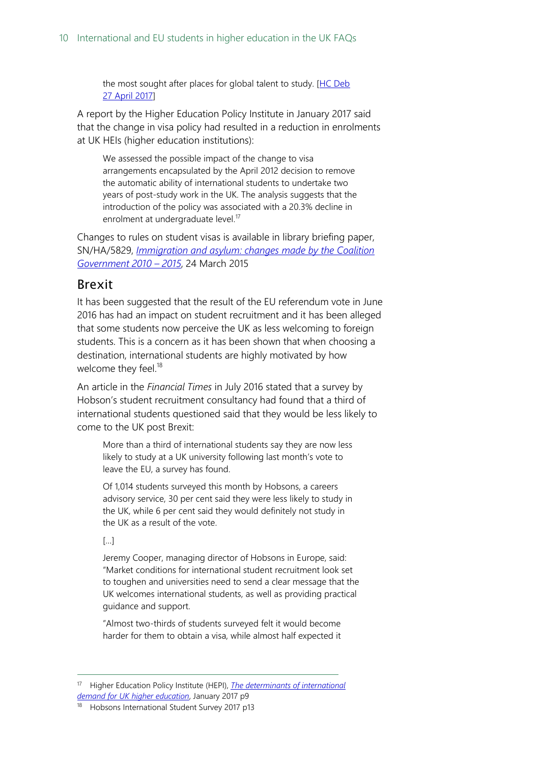> the most sought after places for global talent to study. [HC Deb 27 April 2017]

A report by the Higher Education Policy Institute in January 2017 said that the change in visa policy had resulted in a reduction in enrolments at UK HEIs (higher education institutions):

> We assessed the possible impact of the change to visa arrangements encapsulated by the April 2012 decision to remove the automatic ability of international students to undertake two years of post-study work in the UK. The analysis suggests that the introduction of the policy was associated with a 20.3% decline in enrolment at undergraduate level.[17]

Changes to rules on student visas is available in library briefing paper, SN/HA/5829, *Immigration and asylum: changes made by the Coalition Government 2010 – 2015*, 24 March 2015

## Brexit

It has been suggested that the result of the EU referendum vote in June 2016 has had an impact on student recruitment and it has been alleged that some students now perceive the UK as less welcoming to foreign students. This is a concern as it has been shown that when choosing a destination, international students are highly motivated by how welcome they feel.[18]

An article in the *Financial Times* in July 2016 stated that a survey by Hobson's student recruitment consultancy had found that a third of international students questioned said that they would be less likely to come to the UK post Brexit:

> More than a third of international students say they are now less likely to study at a UK university following last month's vote to leave the EU, a survey has found.
>
> Of 1,014 students surveyed this month by Hobsons, a careers advisory service, 30 per cent said they were less likely to study in the UK, while 6 per cent said they would definitely not study in the UK as a result of the vote.
>
> […]
>
> Jeremy Cooper, managing director of Hobsons in Europe, said: "Market conditions for international student recruitment look set to toughen and universities need to send a clear message that the UK welcomes international students, as well as providing practical guidance and support.
>
> "Almost two-thirds of students surveyed felt it would become harder for them to obtain a visa, while almost half expected it

---

[17] Higher Education Policy Institute (HEPI), *The determinants of international demand for UK higher education*, January 2017 p9

[18] Hobsons International Student Survey 2017 p13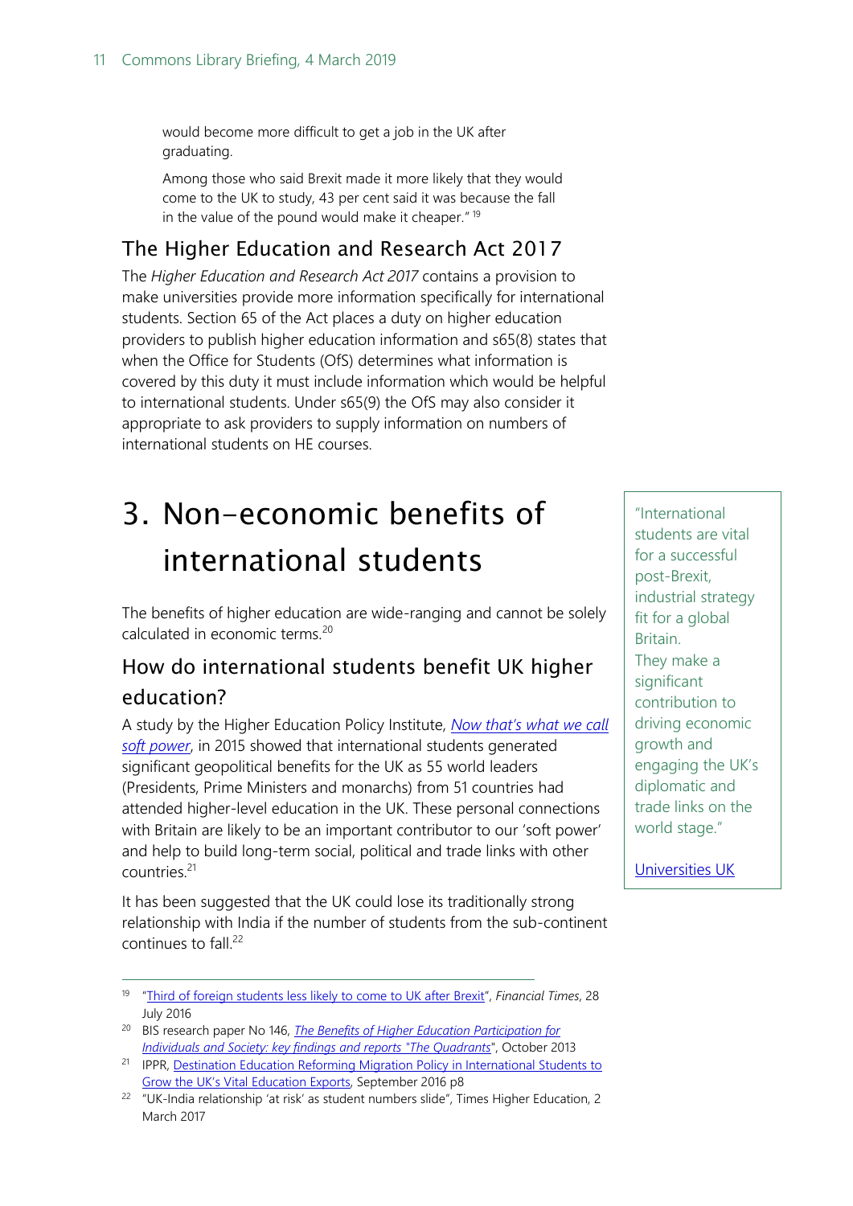would become more difficult to get a job in the UK after graduating.

Among those who said Brexit made it more likely that they would come to the UK to study, 43 per cent said it was because the fall in the value of the pound would make it cheaper."[19]

## The Higher Education and Research Act 2017

The *Higher Education and Research Act 2017* contains a provision to make universities provide more information specifically for international students. Section 65 of the Act places a duty on higher education providers to publish higher education information and s65(8) states that when the Office for Students (OfS) determines what information is covered by this duty it must include information which would be helpful to international students. Under s65(9) the OfS may also consider it appropriate to ask providers to supply information on numbers of international students on HE courses.

# 3. Non-economic benefits of international students

The benefits of higher education are wide-ranging and cannot be solely calculated in economic terms.[20]

## How do international students benefit UK higher education?

A study by the Higher Education Policy Institute, *Now that's what we call soft power*, in 2015 showed that international students generated significant geopolitical benefits for the UK as 55 world leaders (Presidents, Prime Ministers and monarchs) from 51 countries had attended higher-level education in the UK. These personal connections with Britain are likely to be an important contributor to our 'soft power' and help to build long-term social, political and trade links with other countries.[21]

It has been suggested that the UK could lose its traditionally strong relationship with India if the number of students from the sub-continent continues to fall.[22]

"International students are vital for a successful post-Brexit, industrial strategy fit for a global Britain. They make a significant contribution to driving economic growth and engaging the UK's diplomatic and trade links on the world stage."

Universities UK

---

[19] "Third of foreign students less likely to come to UK after Brexit", *Financial Times*, 28 July 2016

[20] BIS research paper No 146, *The Benefits of Higher Education Participation for Individuals and Society: key findings and reports "The Quadrants"*, October 2013

[21] IPPR, Destination Education Reforming Migration Policy in International Students to Grow the UK's Vital Education Exports, September 2016 p8

[22] "UK-India relationship 'at risk' as student numbers slide", Times Higher Education, 2 March 2017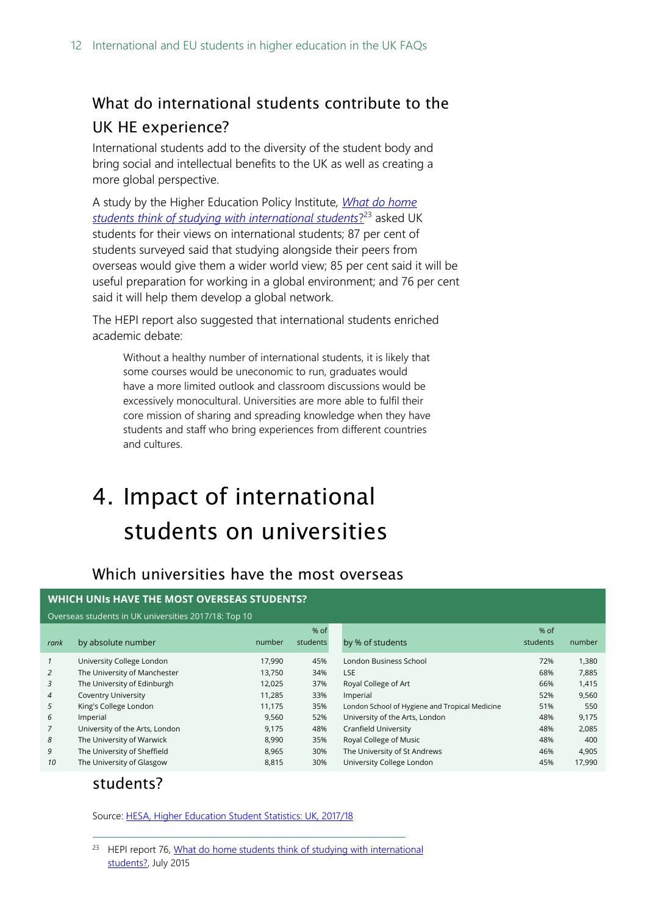## What do international students contribute to the UK HE experience?

International students add to the diversity of the student body and bring social and intellectual benefits to the UK as well as creating a more global perspective.

A study by the Higher Education Policy Institute, *What do home students think of studying with international students?*[23] asked UK students for their views on international students; 87 per cent of students surveyed said that studying alongside their peers from overseas would give them a wider world view; 85 per cent said it will be useful preparation for working in a global environment; and 76 per cent said it will help them develop a global network.

The HEPI report also suggested that international students enriched academic debate:

> Without a healthy number of international students, it is likely that some courses would be uneconomic to run, graduates would have a more limited outlook and classroom discussions would be excessively monocultural. Universities are more able to fulfil their core mission of sharing and spreading knowledge when they have students and staff who bring experiences from different countries and cultures.

# 4. Impact of international students on universities

## Which universities have the most overseas students?

**WHICH UNIs HAVE THE MOST OVERSEAS STUDENTS?**

Overseas students in UK universities 2017/18: Top 10

| rank | by absolute number | number | % of students | by % of students | % of students | number |
|---|---|---|---|---|---|---|
| 1 | University College London | 17,990 | 45% | London Business School | 72% | 1,380 |
| 2 | The University of Manchester | 13,750 | 34% | LSE | 68% | 7,885 |
| 3 | The University of Edinburgh | 12,025 | 37% | Royal College of Art | 66% | 1,415 |
| 4 | Coventry University | 11,285 | 33% | Imperial | 52% | 9,560 |
| 5 | King's College London | 11,175 | 35% | London School of Hygiene and Tropical Medicine | 51% | 550 |
| 6 | Imperial | 9,560 | 52% | University of the Arts, London | 48% | 9,175 |
| 7 | University of the Arts, London | 9,175 | 48% | Cranfield University | 48% | 2,085 |
| 8 | The University of Warwick | 8,990 | 35% | Royal College of Music | 48% | 400 |
| 9 | The University of Sheffield | 8,965 | 30% | The University of St Andrews | 46% | 4,905 |
| 10 | The University of Glasgow | 8,815 | 30% | University College London | 45% | 17,990 |

Source: HESA, Higher Education Student Statistics: UK, 2017/18

[23] HEPI report 76, What do home students think of studying with international students?, July 2015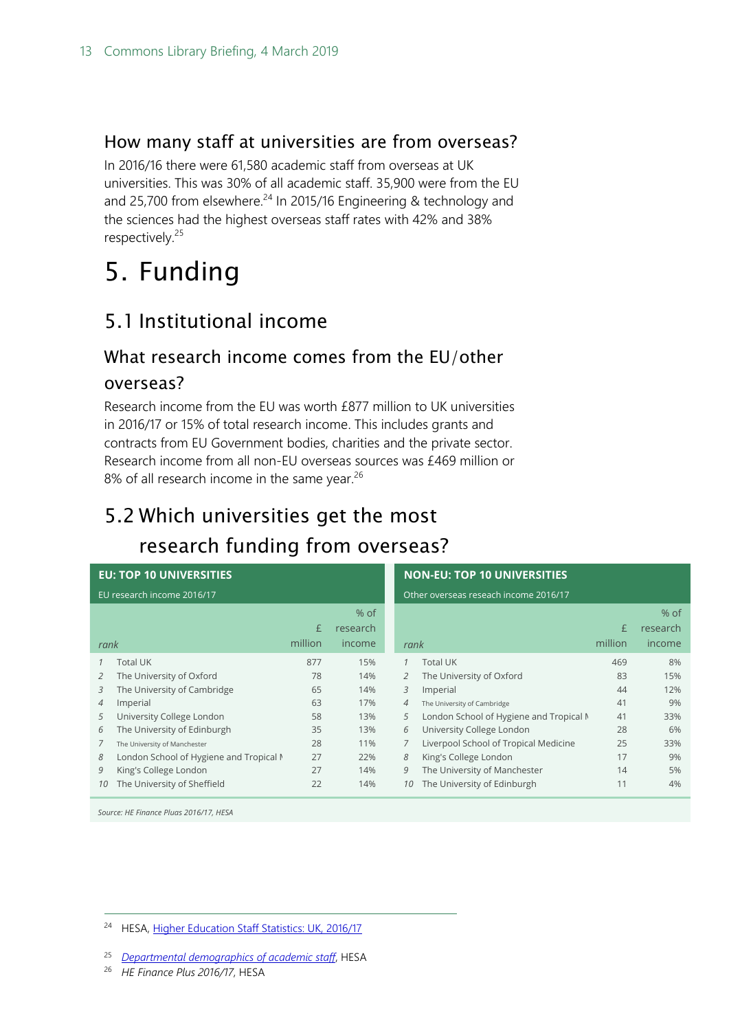### How many staff at universities are from overseas?

In 2016/16 there were 61,580 academic staff from overseas at UK universities. This was 30% of all academic staff. 35,900 were from the EU and 25,700 from elsewhere.[24] In 2015/16 Engineering & technology and the sciences had the highest overseas staff rates with 42% and 38% respectively.[25]

# 5. Funding

## 5.1 Institutional income

### What research income comes from the EU/other overseas?

Research income from the EU was worth £877 million to UK universities in 2016/17 or 15% of total research income. This includes grants and contracts from EU Government bodies, charities and the private sector. Research income from all non-EU overseas sources was £469 million or 8% of all research income in the same year.[26]

## 5.2 Which universities get the most research funding from overseas?

**EU: TOP 10 UNIVERSITIES**

EU research income 2016/17

| rank | | £ million | % of research income |
|---|---|---|---|
| 1 | Total UK | 877 | 15% |
| 2 | The University of Oxford | 78 | 14% |
| 3 | The University of Cambridge | 65 | 14% |
| 4 | Imperial | 63 | 17% |
| 5 | University College London | 58 | 13% |
| 6 | The University of Edinburgh | 35 | 13% |
| 7 | The University of Manchester | 28 | 11% |
| 8 | London School of Hygiene and Tropical M | 27 | 22% |
| 9 | King's College London | 27 | 14% |
| 10 | The University of Sheffield | 22 | 14% |

**NON-EU: TOP 10 UNIVERSITIES**

Other overseas reseach income 2016/17

| rank | | £ million | % of research income |
|---|---|---|---|
| 1 | Total UK | 469 | 8% |
| 2 | The University of Oxford | 83 | 15% |
| 3 | Imperial | 44 | 12% |
| 4 | The University of Cambridge | 41 | 9% |
| 5 | London School of Hygiene and Tropical M | 41 | 33% |
| 6 | University College London | 28 | 6% |
| 7 | Liverpool School of Tropical Medicine | 25 | 33% |
| 8 | King's College London | 17 | 9% |
| 9 | The University of Manchester | 14 | 5% |
| 10 | The University of Edinburgh | 11 | 4% |

*Source: HE Finance Pluas 2016/17, HESA*

---

[24] HESA, Higher Education Staff Statistics: UK, 2016/17

[25] *Departmental demographics of academic staff*, HESA

[26] *HE Finance Plus 2016/17*, HESA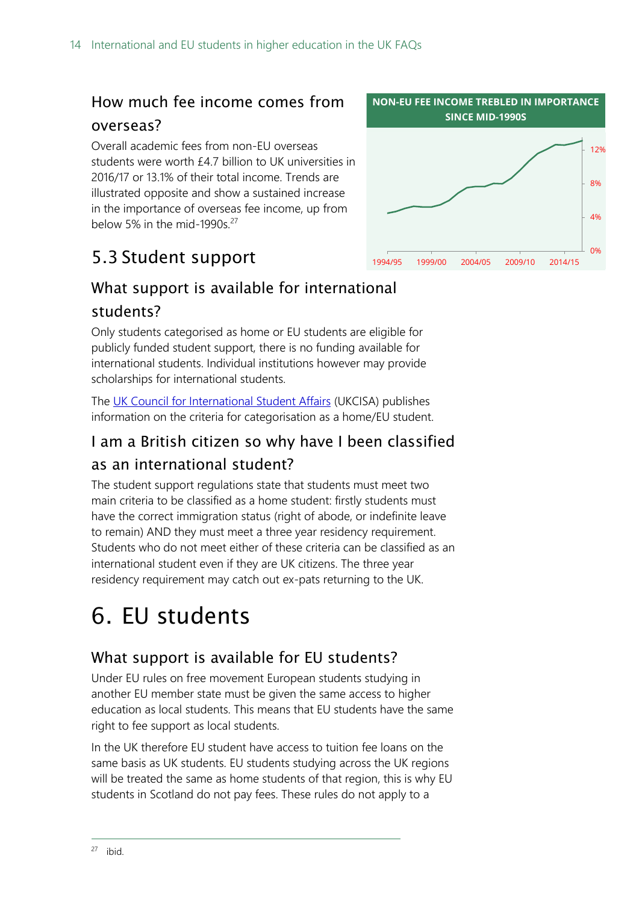## How much fee income comes from overseas?

Overall academic fees from non-EU overseas students were worth £4.7 billion to UK universities in 2016/17 or 13.1% of their total income. Trends are illustrated opposite and show a sustained increase in the importance of overseas fee income, up from below 5% in the mid-1990s.[27]

NON-EU FEE INCOME TREBLED IN IMPORTANCE SINCE MID-1990S

## 5.3 Student support

### What support is available for international students?

Only students categorised as home or EU students are eligible for publicly funded student support, there is no funding available for international students. Individual institutions however may provide scholarships for international students.

The UK Council for International Student Affairs (UKCISA) publishes information on the criteria for categorisation as a home/EU student.

### I am a British citizen so why have I been classified as an international student?

The student support regulations state that students must meet two main criteria to be classified as a home student: firstly students must have the correct immigration status (right of abode, or indefinite leave to remain) AND they must meet a three year residency requirement. Students who do not meet either of these criteria can be classified as an international student even if they are UK citizens. The three year residency requirement may catch out ex-pats returning to the UK.

# 6. EU students

### What support is available for EU students?

Under EU rules on free movement European students studying in another EU member state must be given the same access to higher education as local students. This means that EU students have the same right to fee support as local students.

In the UK therefore EU student have access to tuition fee loans on the same basis as UK students. EU students studying across the UK regions will be treated the same as home students of that region, this is why EU students in Scotland do not pay fees. These rules do not apply to a

---

[27] ibid.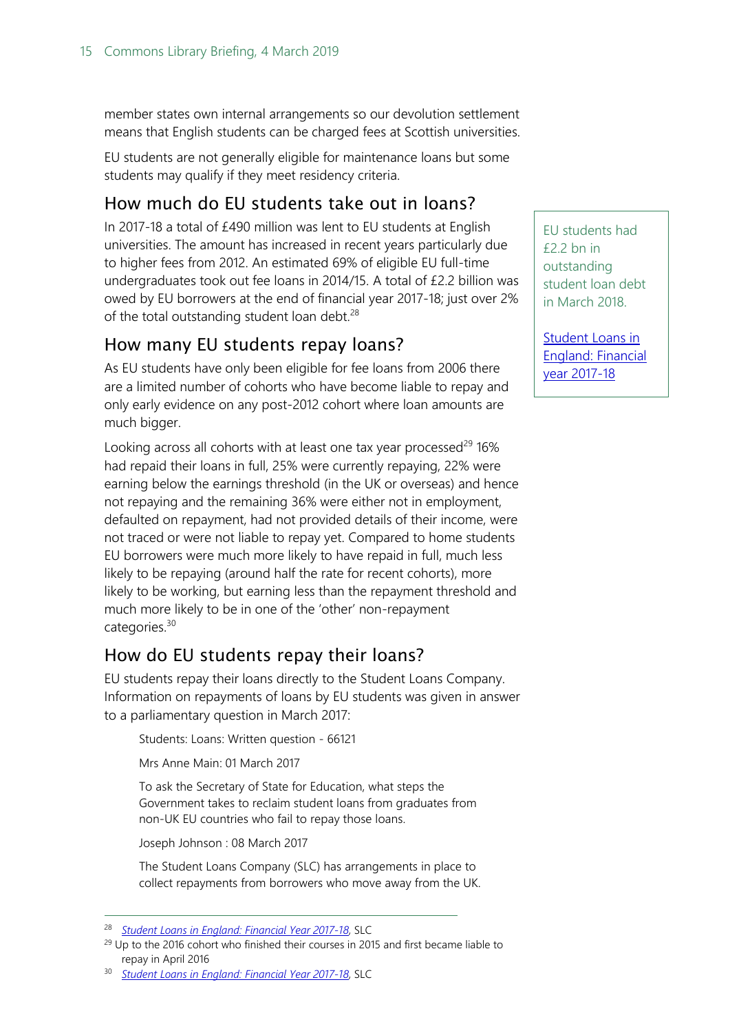member states own internal arrangements so our devolution settlement means that English students can be charged fees at Scottish universities.

EU students are not generally eligible for maintenance loans but some students may qualify if they meet residency criteria.

## How much do EU students take out in loans?

In 2017-18 a total of £490 million was lent to EU students at English universities. The amount has increased in recent years particularly due to higher fees from 2012. An estimated 69% of eligible EU full-time undergraduates took out fee loans in 2014/15. A total of £2.2 billion was owed by EU borrowers at the end of financial year 2017-18; just over 2% of the total outstanding student loan debt.[28]

> EU students had £2.2 bn in outstanding student loan debt in March 2018.
>
> Student Loans in England: Financial year 2017-18

## How many EU students repay loans?

As EU students have only been eligible for fee loans from 2006 there are a limited number of cohorts who have become liable to repay and only early evidence on any post-2012 cohort where loan amounts are much bigger.

Looking across all cohorts with at least one tax year processed[29] 16% had repaid their loans in full, 25% were currently repaying, 22% were earning below the earnings threshold (in the UK or overseas) and hence not repaying and the remaining 36% were either not in employment, defaulted on repayment, had not provided details of their income, were not traced or were not liable to repay yet. Compared to home students EU borrowers were much more likely to have repaid in full, much less likely to be repaying (around half the rate for recent cohorts), more likely to be working, but earning less than the repayment threshold and much more likely to be in one of the 'other' non-repayment categories.[30]

## How do EU students repay their loans?

EU students repay their loans directly to the Student Loans Company. Information on repayments of loans by EU students was given in answer to a parliamentary question in March 2017:

> Students: Loans: Written question - 66121
>
> Mrs Anne Main: 01 March 2017
>
> To ask the Secretary of State for Education, what steps the Government takes to reclaim student loans from graduates from non-UK EU countries who fail to repay those loans.
>
> Joseph Johnson : 08 March 2017
>
> The Student Loans Company (SLC) has arrangements in place to collect repayments from borrowers who move away from the UK.

---

[28] *Student Loans in England: Financial Year 2017-18*, SLC

[29] Up to the 2016 cohort who finished their courses in 2015 and first became liable to repay in April 2016

[30] *Student Loans in England: Financial Year 2017-18*, SLC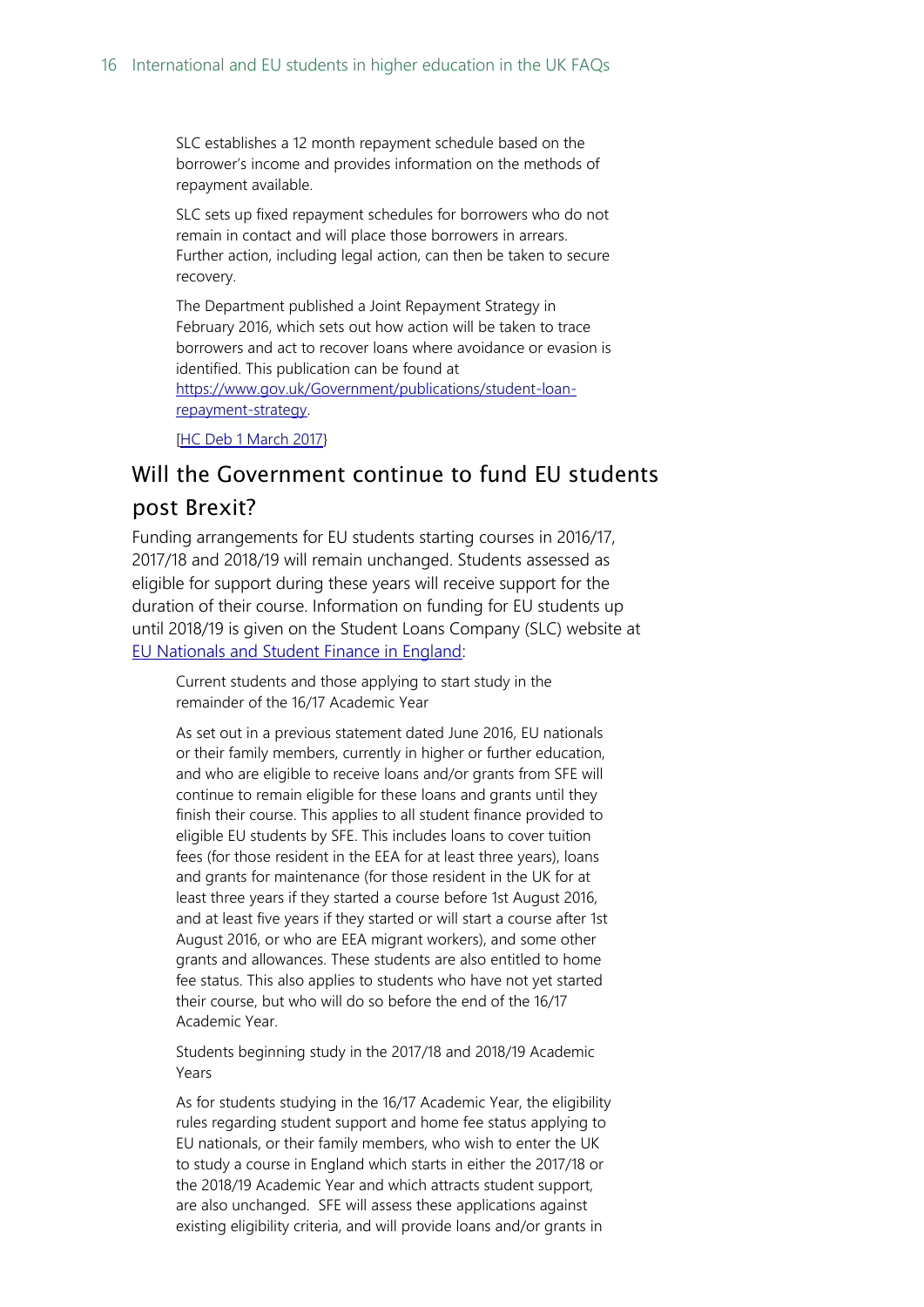SLC establishes a 12 month repayment schedule based on the borrower's income and provides information on the methods of repayment available.

SLC sets up fixed repayment schedules for borrowers who do not remain in contact and will place those borrowers in arrears. Further action, including legal action, can then be taken to secure recovery.

The Department published a Joint Repayment Strategy in February 2016, which sets out how action will be taken to trace borrowers and act to recover loans where avoidance or evasion is identified. This publication can be found at https://www.gov.uk/Government/publications/student-loan-repayment-strategy.

[HC Deb 1 March 2017}

## Will the Government continue to fund EU students post Brexit?

Funding arrangements for EU students starting courses in 2016/17, 2017/18 and 2018/19 will remain unchanged. Students assessed as eligible for support during these years will receive support for the duration of their course. Information on funding for EU students up until 2018/19 is given on the Student Loans Company (SLC) website at EU Nationals and Student Finance in England:

> Current students and those applying to start study in the remainder of the 16/17 Academic Year
>
> As set out in a previous statement dated June 2016, EU nationals or their family members, currently in higher or further education, and who are eligible to receive loans and/or grants from SFE will continue to remain eligible for these loans and grants until they finish their course. This applies to all student finance provided to eligible EU students by SFE. This includes loans to cover tuition fees (for those resident in the EEA for at least three years), loans and grants for maintenance (for those resident in the UK for at least three years if they started a course before 1st August 2016, and at least five years if they started or will start a course after 1st August 2016, or who are EEA migrant workers), and some other grants and allowances. These students are also entitled to home fee status. This also applies to students who have not yet started their course, but who will do so before the end of the 16/17 Academic Year.
>
> Students beginning study in the 2017/18 and 2018/19 Academic Years
>
> As for students studying in the 16/17 Academic Year, the eligibility rules regarding student support and home fee status applying to EU nationals, or their family members, who wish to enter the UK to study a course in England which starts in either the 2017/18 or the 2018/19 Academic Year and which attracts student support, are also unchanged. SFE will assess these applications against existing eligibility criteria, and will provide loans and/or grants in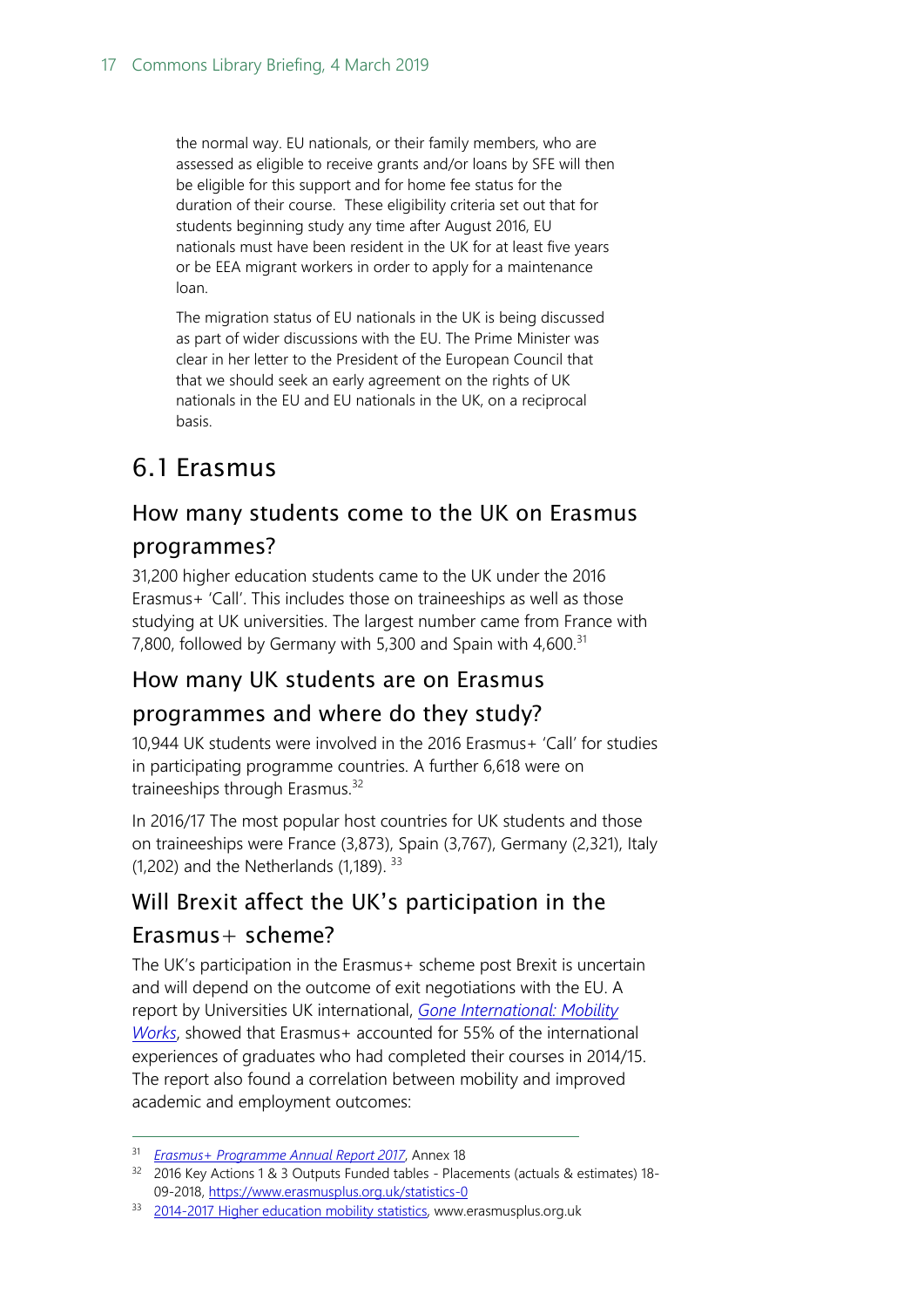> the normal way. EU nationals, or their family members, who are assessed as eligible to receive grants and/or loans by SFE will then be eligible for this support and for home fee status for the duration of their course. These eligibility criteria set out that for students beginning study any time after August 2016, EU nationals must have been resident in the UK for at least five years or be EEA migrant workers in order to apply for a maintenance loan.
>
> The migration status of EU nationals in the UK is being discussed as part of wider discussions with the EU. The Prime Minister was clear in her letter to the President of the European Council that that we should seek an early agreement on the rights of UK nationals in the EU and EU nationals in the UK, on a reciprocal basis.

## 6.1 Erasmus

### How many students come to the UK on Erasmus programmes?

31,200 higher education students came to the UK under the 2016 Erasmus+ 'Call'. This includes those on traineeships as well as those studying at UK universities. The largest number came from France with 7,800, followed by Germany with 5,300 and Spain with 4,600.[31]

### How many UK students are on Erasmus programmes and where do they study?

10,944 UK students were involved in the 2016 Erasmus+ 'Call' for studies in participating programme countries. A further 6,618 were on traineeships through Erasmus.[32]

In 2016/17 The most popular host countries for UK students and those on traineeships were France (3,873), Spain (3,767), Germany (2,321), Italy (1,202) and the Netherlands (1,189).[33]

### Will Brexit affect the UK's participation in the Erasmus+ scheme?

The UK's participation in the Erasmus+ scheme post Brexit is uncertain and will depend on the outcome of exit negotiations with the EU. A report by Universities UK international, *Gone International: Mobility Works*, showed that Erasmus+ accounted for 55% of the international experiences of graduates who had completed their courses in 2014/15. The report also found a correlation between mobility and improved academic and employment outcomes:

---

[31] *Erasmus+ Programme Annual Report 2017*, Annex 18

[32] 2016 Key Actions 1 & 3 Outputs Funded tables - Placements (actuals & estimates) 18-09-2018, https://www.erasmusplus.org.uk/statistics-0

[33] 2014-2017 Higher education mobility statistics, www.erasmusplus.org.uk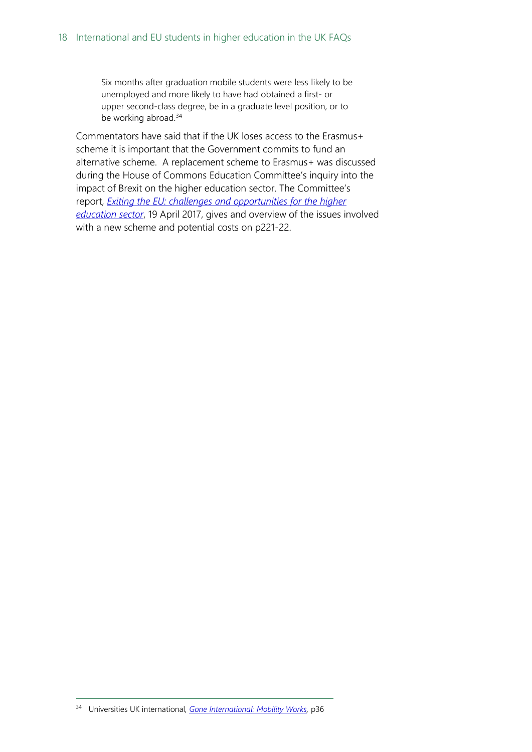> Six months after graduation mobile students were less likely to be unemployed and more likely to have had obtained a first- or upper second-class degree, be in a graduate level position, or to be working abroad.[34]

Commentators have said that if the UK loses access to the Erasmus+ scheme it is important that the Government commits to fund an alternative scheme. A replacement scheme to Erasmus+ was discussed during the House of Commons Education Committee's inquiry into the impact of Brexit on the higher education sector. The Committee's report, *Exiting the EU: challenges and opportunities for the higher education sector*, 19 April 2017, gives and overview of the issues involved with a new scheme and potential costs on p221-22.

---

[34] Universities UK international, *Gone International: Mobility Works*, p36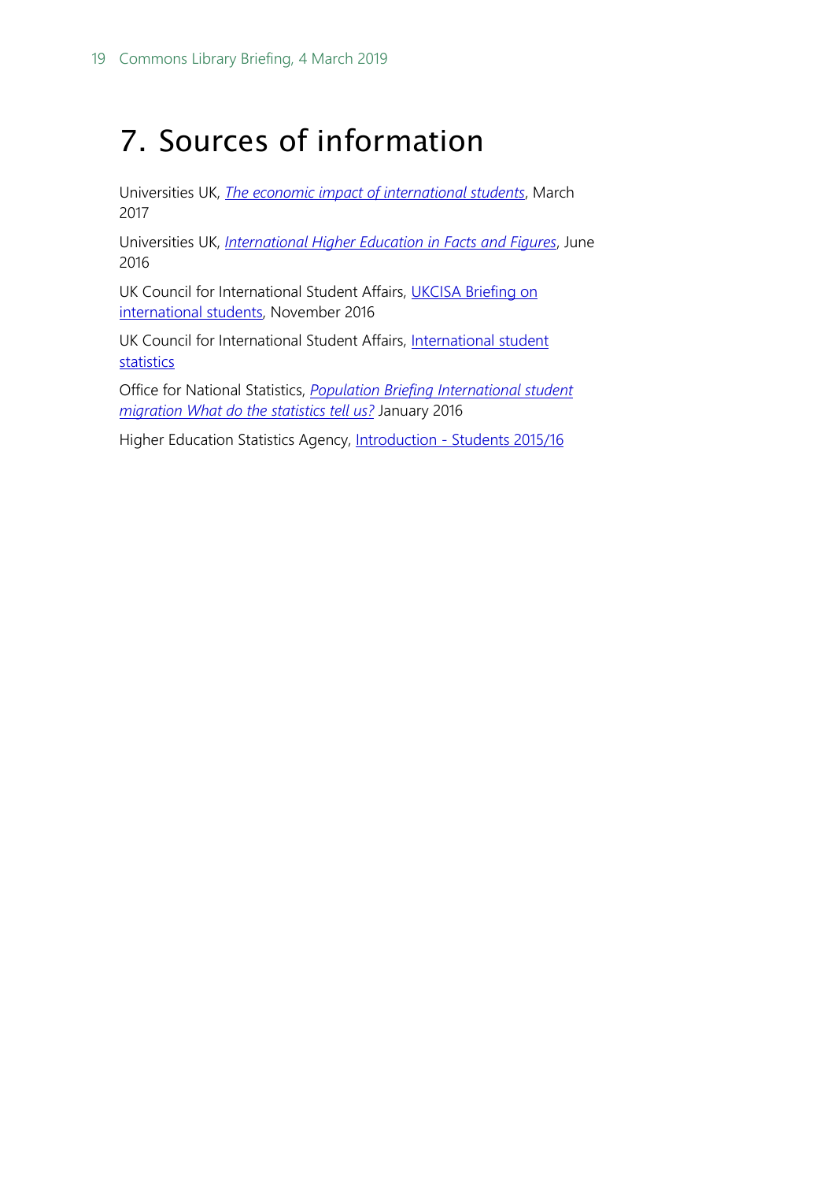# 7. Sources of information

Universities UK, *The economic impact of international students*, March 2017

Universities UK, *International Higher Education in Facts and Figures*, June 2016

UK Council for International Student Affairs, UKCISA Briefing on international students, November 2016

UK Council for International Student Affairs, International student statistics

Office for National Statistics, *Population Briefing International student migration What do the statistics tell us?* January 2016

Higher Education Statistics Agency, Introduction - Students 2015/16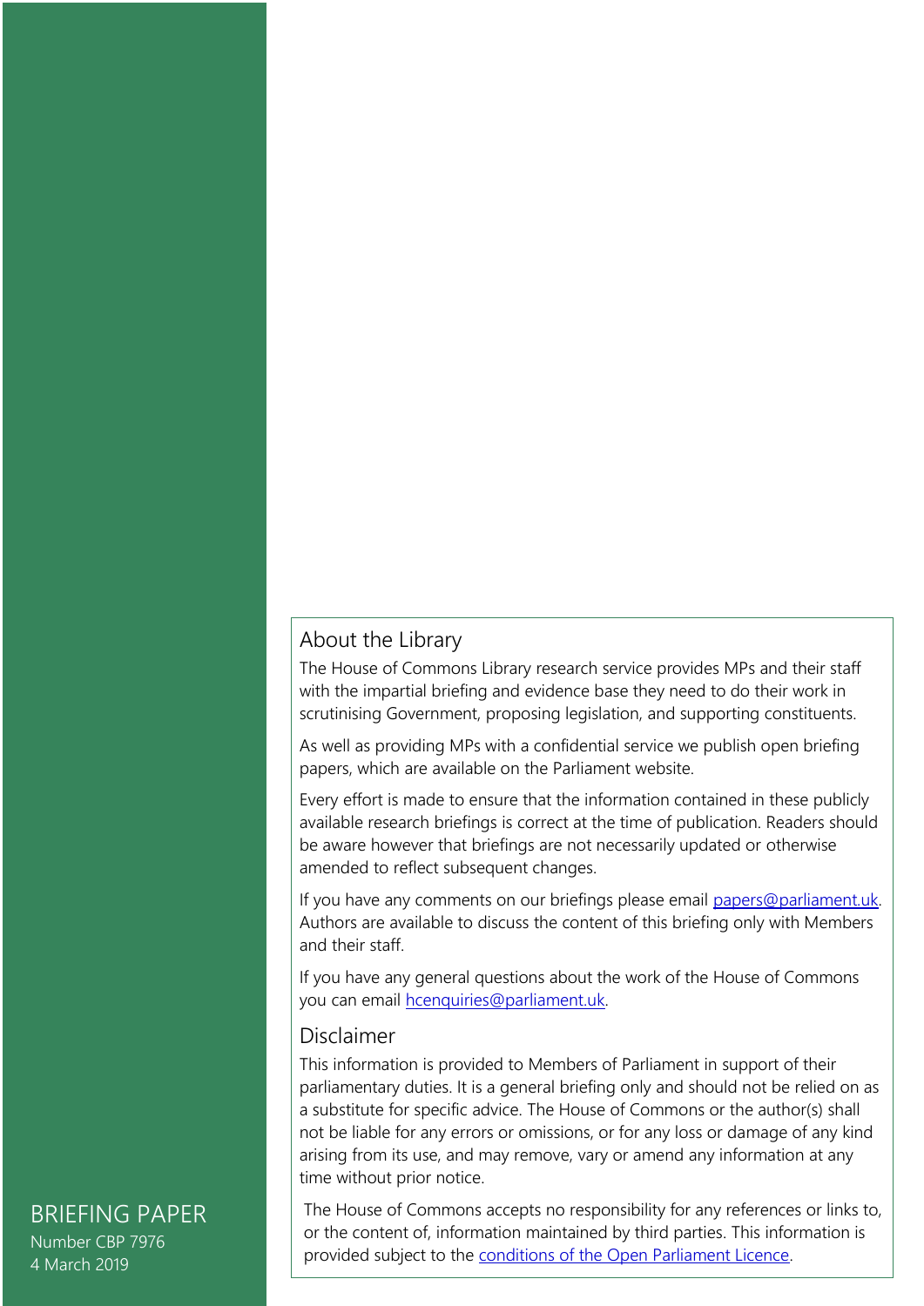## About the Library

The House of Commons Library research service provides MPs and their staff with the impartial briefing and evidence base they need to do their work in scrutinising Government, proposing legislation, and supporting constituents.

As well as providing MPs with a confidential service we publish open briefing papers, which are available on the Parliament website.

Every effort is made to ensure that the information contained in these publicly available research briefings is correct at the time of publication. Readers should be aware however that briefings are not necessarily updated or otherwise amended to reflect subsequent changes.

If you have any comments on our briefings please email papers@parliament.uk. Authors are available to discuss the content of this briefing only with Members and their staff.

If you have any general questions about the work of the House of Commons you can email hcenquiries@parliament.uk.

## Disclaimer

This information is provided to Members of Parliament in support of their parliamentary duties. It is a general briefing only and should not be relied on as a substitute for specific advice. The House of Commons or the author(s) shall not be liable for any errors or omissions, or for any loss or damage of any kind arising from its use, and may remove, vary or amend any information at any time without prior notice.

The House of Commons accepts no responsibility for any references or links to, or the content of, information maintained by third parties. This information is provided subject to the conditions of the Open Parliament Licence.

BRIEFING PAPER

Number CBP 7976

4 March 2019